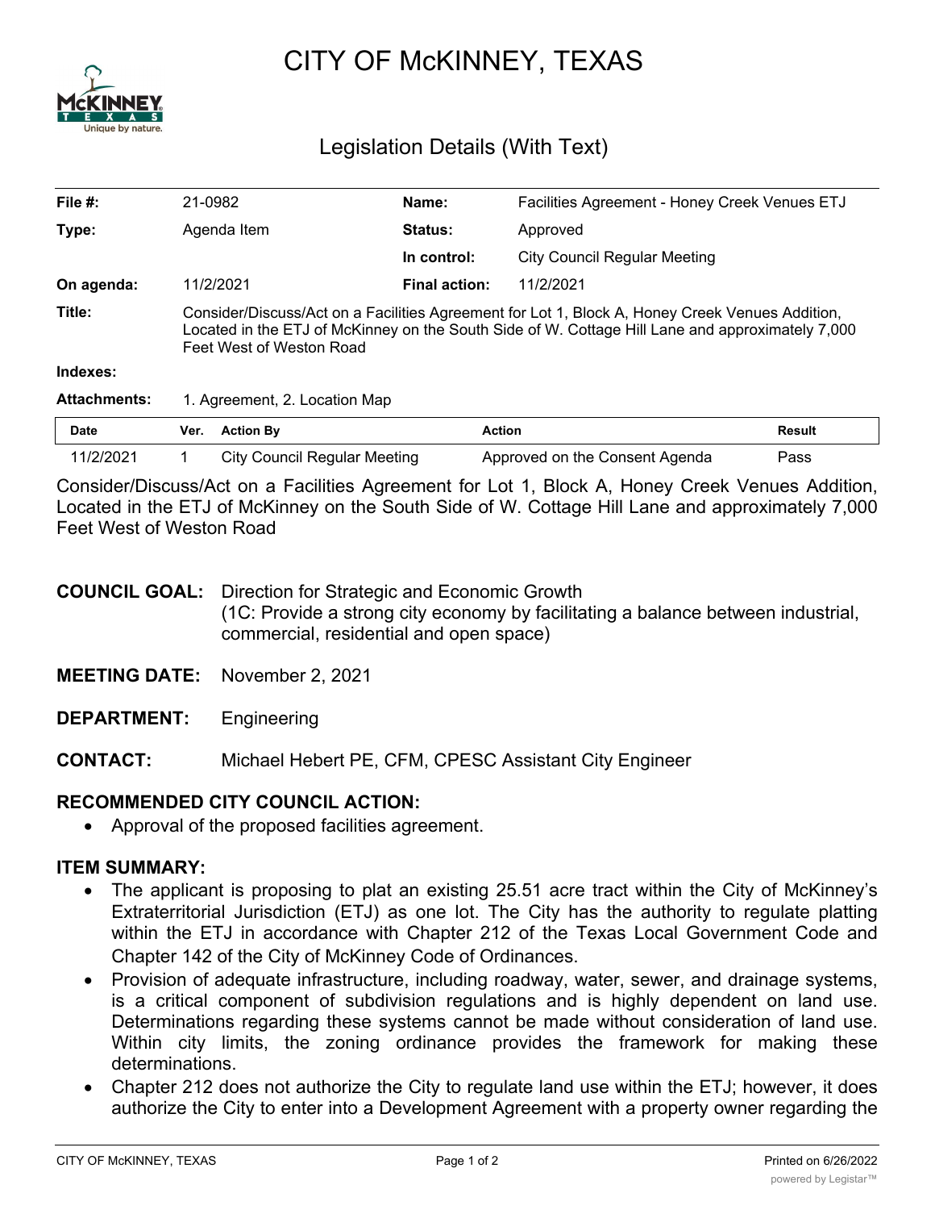# CITY OF McKINNEY, TEXAS

## Legislation Details (With Text)

| | | | |
|---|---|---|---|
| **File #:** | 21-0982 | **Name:** | Facilities Agreement - Honey Creek Venues ETJ |
| **Type:** | Agenda Item | **Status:** | Approved |
| | | **In control:** | City Council Regular Meeting |
| **On agenda:** | 11/2/2021 | **Final action:** | 11/2/2021 |

**Title:** Consider/Discuss/Act on a Facilities Agreement for Lot 1, Block A, Honey Creek Venues Addition, Located in the ETJ of McKinney on the South Side of W. Cottage Hill Lane and approximately 7,000 Feet West of Weston Road

**Indexes:**

**Attachments:** 1. Agreement, 2. Location Map

| Date | Ver. | Action By | Action | Result |
|---|---|---|---|---|
| 11/2/2021 | 1 | City Council Regular Meeting | Approved on the Consent Agenda | Pass |

Consider/Discuss/Act on a Facilities Agreement for Lot 1, Block A, Honey Creek Venues Addition, Located in the ETJ of McKinney on the South Side of W. Cottage Hill Lane and approximately 7,000 Feet West of Weston Road

**COUNCIL GOAL:** Direction for Strategic and Economic Growth
(1C: Provide a strong city economy by facilitating a balance between industrial, commercial, residential and open space)

**MEETING DATE:** November 2, 2021

**DEPARTMENT:** Engineering

**CONTACT:** Michael Hebert PE, CFM, CPESC Assistant City Engineer

**RECOMMENDED CITY COUNCIL ACTION:**

- Approval of the proposed facilities agreement.

**ITEM SUMMARY:**

- The applicant is proposing to plat an existing 25.51 acre tract within the City of McKinney's Extraterritorial Jurisdiction (ETJ) as one lot. The City has the authority to regulate platting within the ETJ in accordance with Chapter 212 of the Texas Local Government Code and Chapter 142 of the City of McKinney Code of Ordinances.
- Provision of adequate infrastructure, including roadway, water, sewer, and drainage systems, is a critical component of subdivision regulations and is highly dependent on land use. Determinations regarding these systems cannot be made without consideration of land use. Within city limits, the zoning ordinance provides the framework for making these determinations.
- Chapter 212 does not authorize the City to regulate land use within the ETJ; however, it does authorize the City to enter into a Development Agreement with a property owner regarding the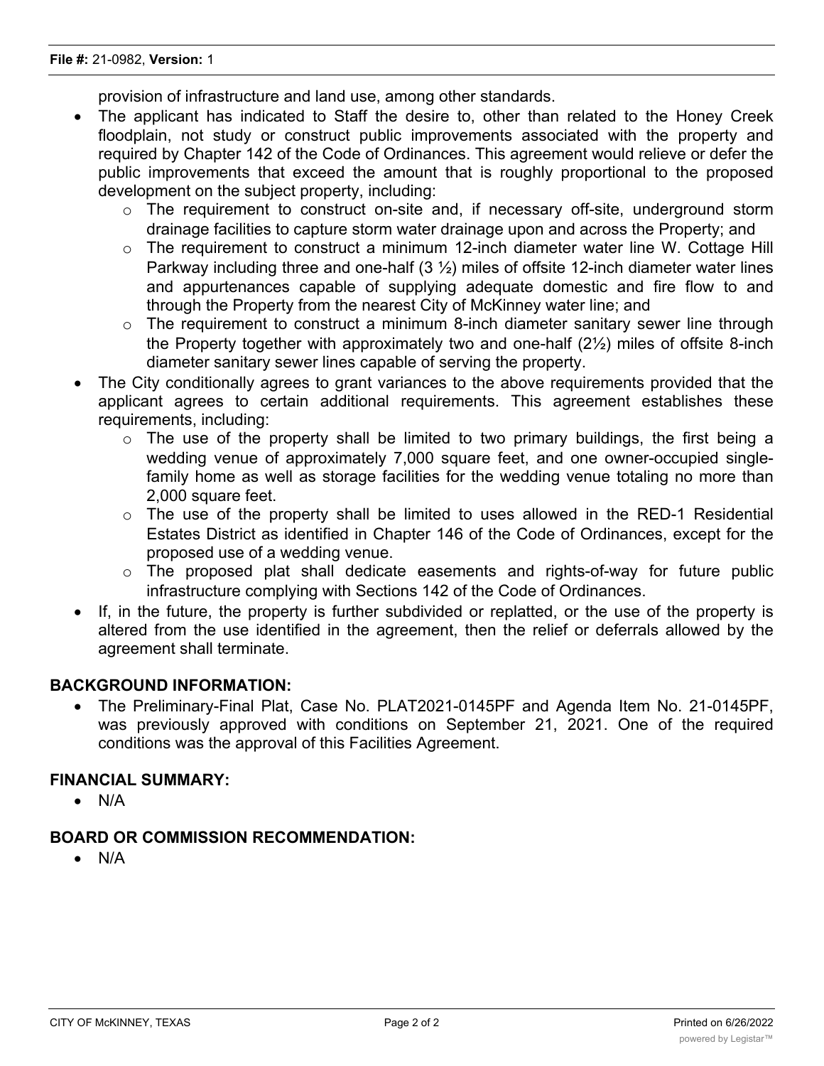provision of infrastructure and land use, among other standards.

- The applicant has indicated to Staff the desire to, other than related to the Honey Creek floodplain, not study or construct public improvements associated with the property and required by Chapter 142 of the Code of Ordinances. This agreement would relieve or defer the public improvements that exceed the amount that is roughly proportional to the proposed development on the subject property, including:
    - The requirement to construct on-site and, if necessary off-site, underground storm drainage facilities to capture storm water drainage upon and across the Property; and
    - The requirement to construct a minimum 12-inch diameter water line W. Cottage Hill Parkway including three and one-half (3 ½) miles of offsite 12-inch diameter water lines and appurtenances capable of supplying adequate domestic and fire flow to and through the Property from the nearest City of McKinney water line; and
    - The requirement to construct a minimum 8-inch diameter sanitary sewer line through the Property together with approximately two and one-half (2½) miles of offsite 8-inch diameter sanitary sewer lines capable of serving the property.
- The City conditionally agrees to grant variances to the above requirements provided that the applicant agrees to certain additional requirements. This agreement establishes these requirements, including:
    - The use of the property shall be limited to two primary buildings, the first being a wedding venue of approximately 7,000 square feet, and one owner-occupied single-family home as well as storage facilities for the wedding venue totaling no more than 2,000 square feet.
    - The use of the property shall be limited to uses allowed in the RED-1 Residential Estates District as identified in Chapter 146 of the Code of Ordinances, except for the proposed use of a wedding venue.
    - The proposed plat shall dedicate easements and rights-of-way for future public infrastructure complying with Sections 142 of the Code of Ordinances.
- If, in the future, the property is further subdivided or replatted, or the use of the property is altered from the use identified in the agreement, then the relief or deferrals allowed by the agreement shall terminate.

## BACKGROUND INFORMATION:

- The Preliminary-Final Plat, Case No. PLAT2021-0145PF and Agenda Item No. 21-0145PF, was previously approved with conditions on September 21, 2021. One of the required conditions was the approval of this Facilities Agreement.

## FINANCIAL SUMMARY:

- N/A

## BOARD OR COMMISSION RECOMMENDATION:

- N/A